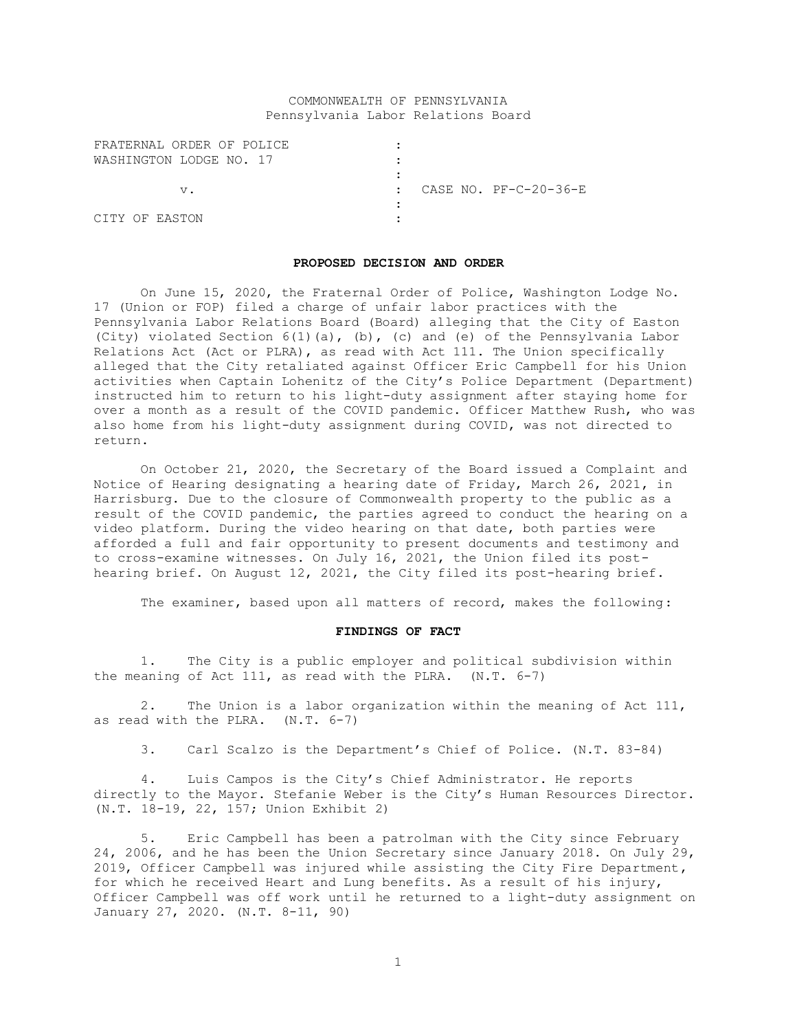COMMONWEALTH OF PENNSYLVANIA
Pennsylvania Labor Relations Board

| | | |
|---|---|---|
| FRATERNAL ORDER OF POLICE | : | |
| WASHINGTON LODGE NO. 17 | : | |
| | : | |
| v. | : | CASE NO. PF-C-20-36-E |
| | : | |
| CITY OF EASTON | : | |

## PROPOSED DECISION AND ORDER

On June 15, 2020, the Fraternal Order of Police, Washington Lodge No. 17 (Union or FOP) filed a charge of unfair labor practices with the Pennsylvania Labor Relations Board (Board) alleging that the City of Easton (City) violated Section 6(1)(a), (b), (c) and (e) of the Pennsylvania Labor Relations Act (Act or PLRA), as read with Act 111. The Union specifically alleged that the City retaliated against Officer Eric Campbell for his Union activities when Captain Lohenitz of the City's Police Department (Department) instructed him to return to his light-duty assignment after staying home for over a month as a result of the COVID pandemic. Officer Matthew Rush, who was also home from his light-duty assignment during COVID, was not directed to return.

On October 21, 2020, the Secretary of the Board issued a Complaint and Notice of Hearing designating a hearing date of Friday, March 26, 2021, in Harrisburg. Due to the closure of Commonwealth property to the public as a result of the COVID pandemic, the parties agreed to conduct the hearing on a video platform. During the video hearing on that date, both parties were afforded a full and fair opportunity to present documents and testimony and to cross-examine witnesses. On July 16, 2021, the Union filed its post-hearing brief. On August 12, 2021, the City filed its post-hearing brief.

The examiner, based upon all matters of record, makes the following:

## FINDINGS OF FACT

1. The City is a public employer and political subdivision within the meaning of Act 111, as read with the PLRA. (N.T. 6-7)

2. The Union is a labor organization within the meaning of Act 111, as read with the PLRA. (N.T. 6-7)

3. Carl Scalzo is the Department's Chief of Police. (N.T. 83-84)

4. Luis Campos is the City's Chief Administrator. He reports directly to the Mayor. Stefanie Weber is the City's Human Resources Director. (N.T. 18-19, 22, 157; Union Exhibit 2)

5. Eric Campbell has been a patrolman with the City since February 24, 2006, and he has been the Union Secretary since January 2018. On July 29, 2019, Officer Campbell was injured while assisting the City Fire Department, for which he received Heart and Lung benefits. As a result of his injury, Officer Campbell was off work until he returned to a light-duty assignment on January 27, 2020. (N.T. 8-11, 90)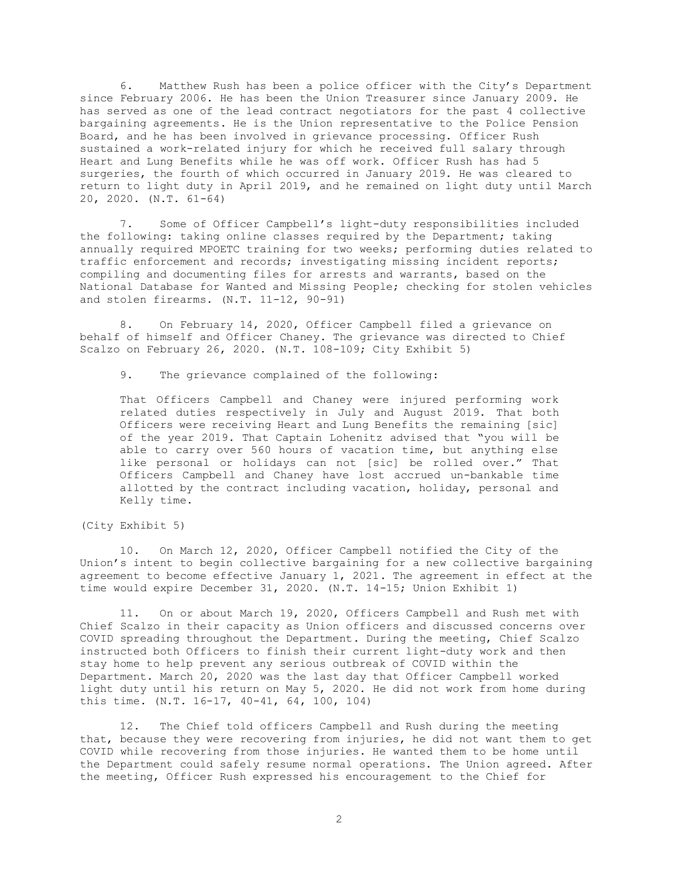6. Matthew Rush has been a police officer with the City's Department since February 2006. He has been the Union Treasurer since January 2009. He has served as one of the lead contract negotiators for the past 4 collective bargaining agreements. He is the Union representative to the Police Pension Board, and he has been involved in grievance processing. Officer Rush sustained a work-related injury for which he received full salary through Heart and Lung Benefits while he was off work. Officer Rush has had 5 surgeries, the fourth of which occurred in January 2019. He was cleared to return to light duty in April 2019, and he remained on light duty until March 20, 2020. (N.T. 61-64)

7. Some of Officer Campbell's light-duty responsibilities included the following: taking online classes required by the Department; taking annually required MPOETC training for two weeks; performing duties related to traffic enforcement and records; investigating missing incident reports; compiling and documenting files for arrests and warrants, based on the National Database for Wanted and Missing People; checking for stolen vehicles and stolen firearms. (N.T. 11-12, 90-91)

8. On February 14, 2020, Officer Campbell filed a grievance on behalf of himself and Officer Chaney. The grievance was directed to Chief Scalzo on February 26, 2020. (N.T. 108-109; City Exhibit 5)

9. The grievance complained of the following:

> That Officers Campbell and Chaney were injured performing work related duties respectively in July and August 2019. That both Officers were receiving Heart and Lung Benefits the remaining [sic] of the year 2019. That Captain Lohenitz advised that "you will be able to carry over 560 hours of vacation time, but anything else like personal or holidays can not [sic] be rolled over." That Officers Campbell and Chaney have lost accrued un-bankable time allotted by the contract including vacation, holiday, personal and Kelly time.

(City Exhibit 5)

10. On March 12, 2020, Officer Campbell notified the City of the Union's intent to begin collective bargaining for a new collective bargaining agreement to become effective January 1, 2021. The agreement in effect at the time would expire December 31, 2020. (N.T. 14-15; Union Exhibit 1)

11. On or about March 19, 2020, Officers Campbell and Rush met with Chief Scalzo in their capacity as Union officers and discussed concerns over COVID spreading throughout the Department. During the meeting, Chief Scalzo instructed both Officers to finish their current light-duty work and then stay home to help prevent any serious outbreak of COVID within the Department. March 20, 2020 was the last day that Officer Campbell worked light duty until his return on May 5, 2020. He did not work from home during this time. (N.T. 16-17, 40-41, 64, 100, 104)

12. The Chief told officers Campbell and Rush during the meeting that, because they were recovering from injuries, he did not want them to get COVID while recovering from those injuries. He wanted them to be home until the Department could safely resume normal operations. The Union agreed. After the meeting, Officer Rush expressed his encouragement to the Chief for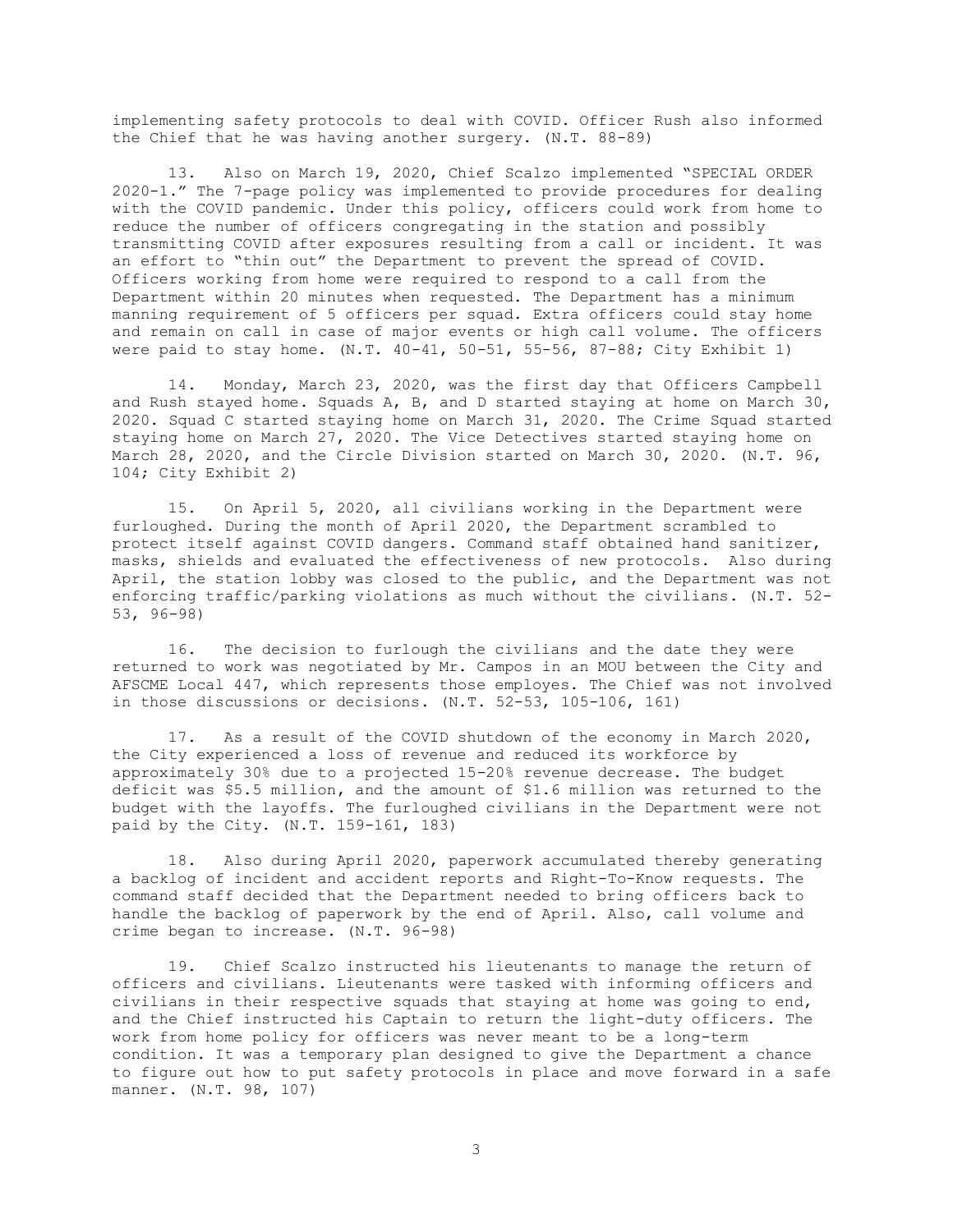implementing safety protocols to deal with COVID. Officer Rush also informed the Chief that he was having another surgery. (N.T. 88-89)

13. Also on March 19, 2020, Chief Scalzo implemented "SPECIAL ORDER 2020-1." The 7-page policy was implemented to provide procedures for dealing with the COVID pandemic. Under this policy, officers could work from home to reduce the number of officers congregating in the station and possibly transmitting COVID after exposures resulting from a call or incident. It was an effort to "thin out" the Department to prevent the spread of COVID. Officers working from home were required to respond to a call from the Department within 20 minutes when requested. The Department has a minimum manning requirement of 5 officers per squad. Extra officers could stay home and remain on call in case of major events or high call volume. The officers were paid to stay home. (N.T. 40-41, 50-51, 55-56, 87-88; City Exhibit 1)

14. Monday, March 23, 2020, was the first day that Officers Campbell and Rush stayed home. Squads A, B, and D started staying at home on March 30, 2020. Squad C started staying home on March 31, 2020. The Crime Squad started staying home on March 27, 2020. The Vice Detectives started staying home on March 28, 2020, and the Circle Division started on March 30, 2020. (N.T. 96, 104; City Exhibit 2)

15. On April 5, 2020, all civilians working in the Department were furloughed. During the month of April 2020, the Department scrambled to protect itself against COVID dangers. Command staff obtained hand sanitizer, masks, shields and evaluated the effectiveness of new protocols. Also during April, the station lobby was closed to the public, and the Department was not enforcing traffic/parking violations as much without the civilians. (N.T. 52-53, 96-98)

16. The decision to furlough the civilians and the date they were returned to work was negotiated by Mr. Campos in an MOU between the City and AFSCME Local 447, which represents those employes. The Chief was not involved in those discussions or decisions. (N.T. 52-53, 105-106, 161)

17. As a result of the COVID shutdown of the economy in March 2020, the City experienced a loss of revenue and reduced its workforce by approximately 30% due to a projected 15-20% revenue decrease. The budget deficit was $5.5 million, and the amount of $1.6 million was returned to the budget with the layoffs. The furloughed civilians in the Department were not paid by the City. (N.T. 159-161, 183)

18. Also during April 2020, paperwork accumulated thereby generating a backlog of incident and accident reports and Right-To-Know requests. The command staff decided that the Department needed to bring officers back to handle the backlog of paperwork by the end of April. Also, call volume and crime began to increase. (N.T. 96-98)

19. Chief Scalzo instructed his lieutenants to manage the return of officers and civilians. Lieutenants were tasked with informing officers and civilians in their respective squads that staying at home was going to end, and the Chief instructed his Captain to return the light-duty officers. The work from home policy for officers was never meant to be a long-term condition. It was a temporary plan designed to give the Department a chance to figure out how to put safety protocols in place and move forward in a safe manner. (N.T. 98, 107)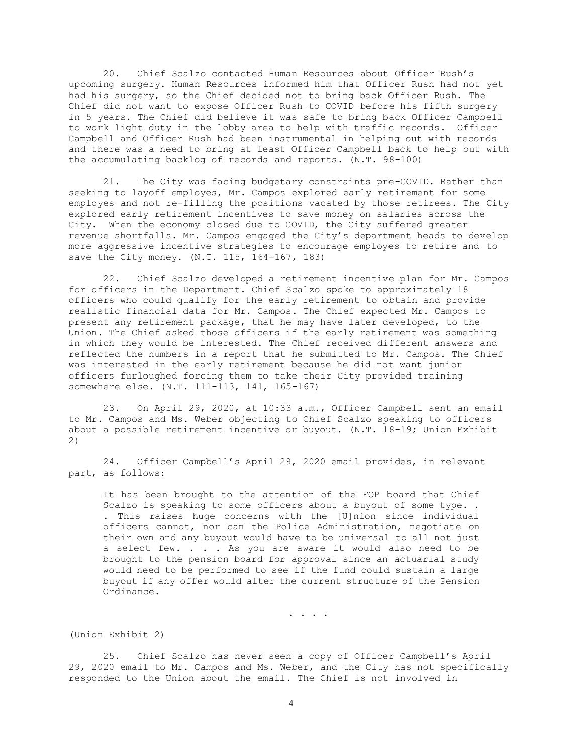20. Chief Scalzo contacted Human Resources about Officer Rush's upcoming surgery. Human Resources informed him that Officer Rush had not yet had his surgery, so the Chief decided not to bring back Officer Rush. The Chief did not want to expose Officer Rush to COVID before his fifth surgery in 5 years. The Chief did believe it was safe to bring back Officer Campbell to work light duty in the lobby area to help with traffic records. Officer Campbell and Officer Rush had been instrumental in helping out with records and there was a need to bring at least Officer Campbell back to help out with the accumulating backlog of records and reports. (N.T. 98-100)

21. The City was facing budgetary constraints pre-COVID. Rather than seeking to layoff employes, Mr. Campos explored early retirement for some employes and not re-filling the positions vacated by those retirees. The City explored early retirement incentives to save money on salaries across the City. When the economy closed due to COVID, the City suffered greater revenue shortfalls. Mr. Campos engaged the City's department heads to develop more aggressive incentive strategies to encourage employes to retire and to save the City money. (N.T. 115, 164-167, 183)

22. Chief Scalzo developed a retirement incentive plan for Mr. Campos for officers in the Department. Chief Scalzo spoke to approximately 18 officers who could qualify for the early retirement to obtain and provide realistic financial data for Mr. Campos. The Chief expected Mr. Campos to present any retirement package, that he may have later developed, to the Union. The Chief asked those officers if the early retirement was something in which they would be interested. The Chief received different answers and reflected the numbers in a report that he submitted to Mr. Campos. The Chief was interested in the early retirement because he did not want junior officers furloughed forcing them to take their City provided training somewhere else. (N.T. 111-113, 141, 165-167)

23. On April 29, 2020, at 10:33 a.m., Officer Campbell sent an email to Mr. Campos and Ms. Weber objecting to Chief Scalzo speaking to officers about a possible retirement incentive or buyout. (N.T. 18-19; Union Exhibit 2)

24. Officer Campbell's April 29, 2020 email provides, in relevant part, as follows:

> It has been brought to the attention of the FOP board that Chief Scalzo is speaking to some officers about a buyout of some type. . . This raises huge concerns with the [U]nion since individual officers cannot, nor can the Police Administration, negotiate on their own and any buyout would have to be universal to all not just a select few. . . . As you are aware it would also need to be brought to the pension board for approval since an actuarial study would need to be performed to see if the fund could sustain a large buyout if any offer would alter the current structure of the Pension Ordinance.
>
> . . . .

(Union Exhibit 2)

25. Chief Scalzo has never seen a copy of Officer Campbell's April 29, 2020 email to Mr. Campos and Ms. Weber, and the City has not specifically responded to the Union about the email. The Chief is not involved in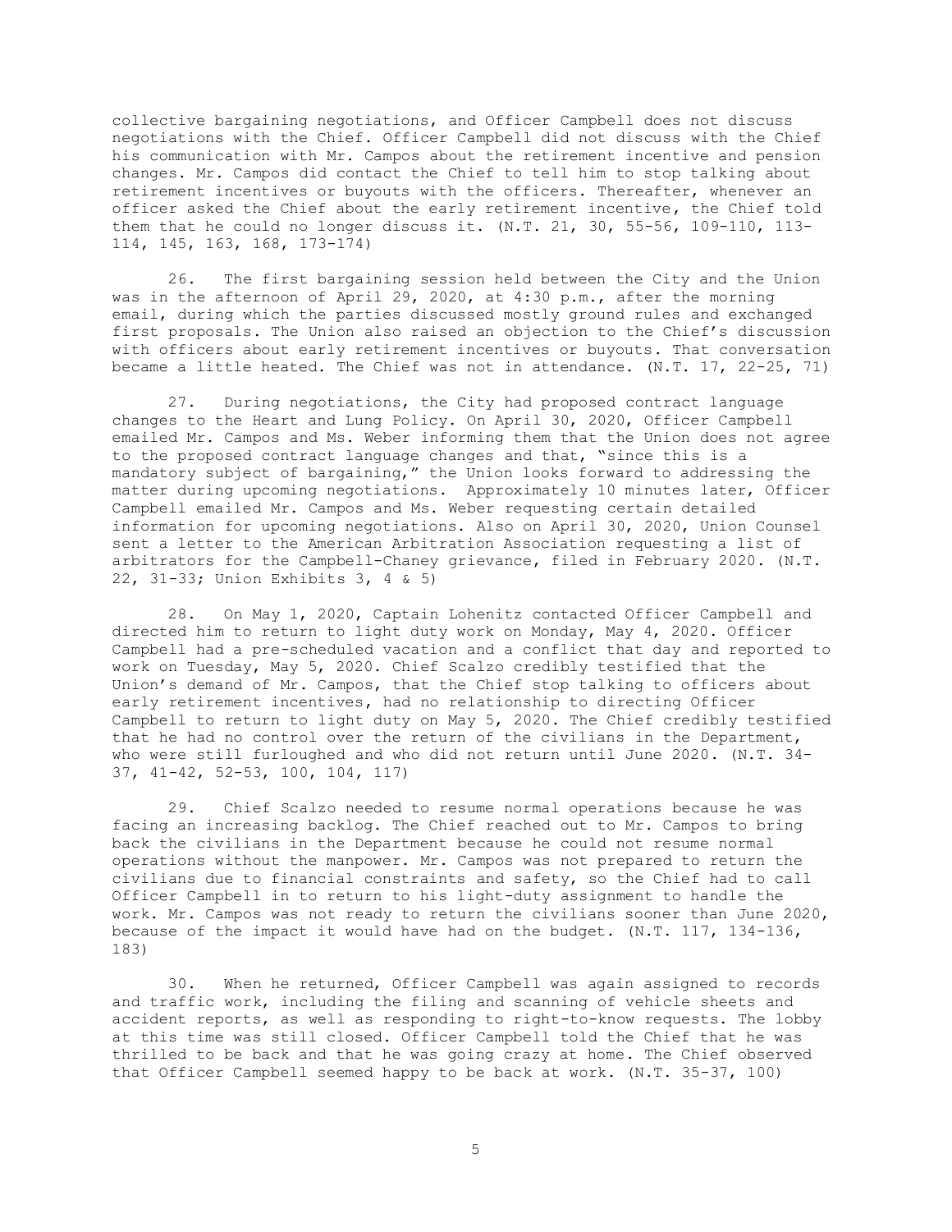collective bargaining negotiations, and Officer Campbell does not discuss negotiations with the Chief. Officer Campbell did not discuss with the Chief his communication with Mr. Campos about the retirement incentive and pension changes. Mr. Campos did contact the Chief to tell him to stop talking about retirement incentives or buyouts with the officers. Thereafter, whenever an officer asked the Chief about the early retirement incentive, the Chief told them that he could no longer discuss it. (N.T. 21, 30, 55-56, 109-110, 113-114, 145, 163, 168, 173-174)

26. The first bargaining session held between the City and the Union was in the afternoon of April 29, 2020, at 4:30 p.m., after the morning email, during which the parties discussed mostly ground rules and exchanged first proposals. The Union also raised an objection to the Chief's discussion with officers about early retirement incentives or buyouts. That conversation became a little heated. The Chief was not in attendance. (N.T. 17, 22-25, 71)

27. During negotiations, the City had proposed contract language changes to the Heart and Lung Policy. On April 30, 2020, Officer Campbell emailed Mr. Campos and Ms. Weber informing them that the Union does not agree to the proposed contract language changes and that, "since this is a mandatory subject of bargaining," the Union looks forward to addressing the matter during upcoming negotiations. Approximately 10 minutes later, Officer Campbell emailed Mr. Campos and Ms. Weber requesting certain detailed information for upcoming negotiations. Also on April 30, 2020, Union Counsel sent a letter to the American Arbitration Association requesting a list of arbitrators for the Campbell-Chaney grievance, filed in February 2020. (N.T. 22, 31-33; Union Exhibits 3, 4 & 5)

28. On May 1, 2020, Captain Lohenitz contacted Officer Campbell and directed him to return to light duty work on Monday, May 4, 2020. Officer Campbell had a pre-scheduled vacation and a conflict that day and reported to work on Tuesday, May 5, 2020. Chief Scalzo credibly testified that the Union's demand of Mr. Campos, that the Chief stop talking to officers about early retirement incentives, had no relationship to directing Officer Campbell to return to light duty on May 5, 2020. The Chief credibly testified that he had no control over the return of the civilians in the Department, who were still furloughed and who did not return until June 2020. (N.T. 34-37, 41-42, 52-53, 100, 104, 117)

29. Chief Scalzo needed to resume normal operations because he was facing an increasing backlog. The Chief reached out to Mr. Campos to bring back the civilians in the Department because he could not resume normal operations without the manpower. Mr. Campos was not prepared to return the civilians due to financial constraints and safety, so the Chief had to call Officer Campbell in to return to his light-duty assignment to handle the work. Mr. Campos was not ready to return the civilians sooner than June 2020, because of the impact it would have had on the budget. (N.T. 117, 134-136, 183)

30. When he returned, Officer Campbell was again assigned to records and traffic work, including the filing and scanning of vehicle sheets and accident reports, as well as responding to right-to-know requests. The lobby at this time was still closed. Officer Campbell told the Chief that he was thrilled to be back and that he was going crazy at home. The Chief observed that Officer Campbell seemed happy to be back at work. (N.T. 35-37, 100)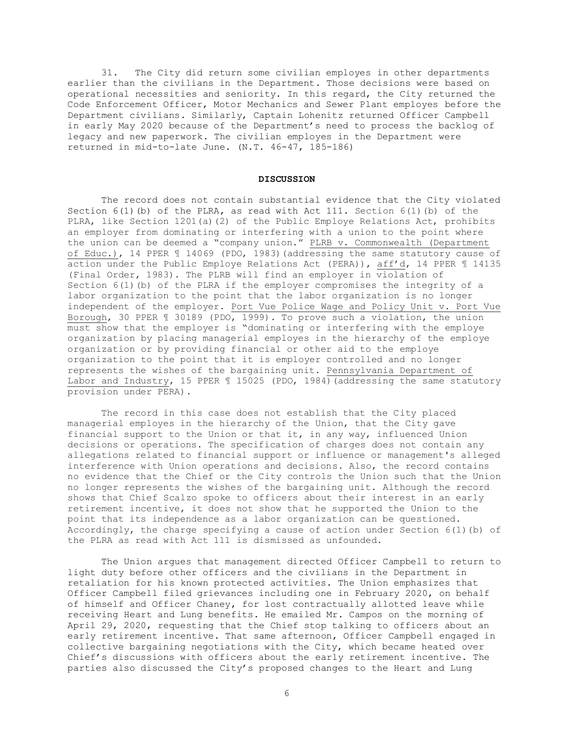31. The City did return some civilian employes in other departments earlier than the civilians in the Department. Those decisions were based on operational necessities and seniority. In this regard, the City returned the Code Enforcement Officer, Motor Mechanics and Sewer Plant employes before the Department civilians. Similarly, Captain Lohenitz returned Officer Campbell in early May 2020 because of the Department's need to process the backlog of legacy and new paperwork. The civilian employes in the Department were returned in mid-to-late June. (N.T. 46-47, 185-186)

## DISCUSSION

The record does not contain substantial evidence that the City violated Section 6(1)(b) of the PLRA, as read with Act 111. Section 6(1)(b) of the PLRA, like Section 1201(a)(2) of the Public Employe Relations Act, prohibits an employer from dominating or interfering with a union to the point where the union can be deemed a "company union." PLRB v. Commonwealth (Department of Educ.), 14 PPER ¶ 14069 (PDO, 1983)(addressing the same statutory cause of action under the Public Employe Relations Act (PERA)), aff'd, 14 PPER ¶ 14135 (Final Order, 1983). The PLRB will find an employer in violation of Section 6(1)(b) of the PLRA if the employer compromises the integrity of a labor organization to the point that the labor organization is no longer independent of the employer. Port Vue Police Wage and Policy Unit v. Port Vue Borough, 30 PPER ¶ 30189 (PDO, 1999). To prove such a violation, the union must show that the employer is "dominating or interfering with the employe organization by placing managerial employes in the hierarchy of the employe organization or by providing financial or other aid to the employe organization to the point that it is employer controlled and no longer represents the wishes of the bargaining unit. Pennsylvania Department of Labor and Industry, 15 PPER ¶ 15025 (PDO, 1984)(addressing the same statutory provision under PERA).

The record in this case does not establish that the City placed managerial employes in the hierarchy of the Union, that the City gave financial support to the Union or that it, in any way, influenced Union decisions or operations. The specification of charges does not contain any allegations related to financial support or influence or management's alleged interference with Union operations and decisions. Also, the record contains no evidence that the Chief or the City controls the Union such that the Union no longer represents the wishes of the bargaining unit. Although the record shows that Chief Scalzo spoke to officers about their interest in an early retirement incentive, it does not show that he supported the Union to the point that its independence as a labor organization can be questioned. Accordingly, the charge specifying a cause of action under Section 6(1)(b) of the PLRA as read with Act 111 is dismissed as unfounded.

The Union argues that management directed Officer Campbell to return to light duty before other officers and the civilians in the Department in retaliation for his known protected activities. The Union emphasizes that Officer Campbell filed grievances including one in February 2020, on behalf of himself and Officer Chaney, for lost contractually allotted leave while receiving Heart and Lung benefits. He emailed Mr. Campos on the morning of April 29, 2020, requesting that the Chief stop talking to officers about an early retirement incentive. That same afternoon, Officer Campbell engaged in collective bargaining negotiations with the City, which became heated over Chief's discussions with officers about the early retirement incentive. The parties also discussed the City's proposed changes to the Heart and Lung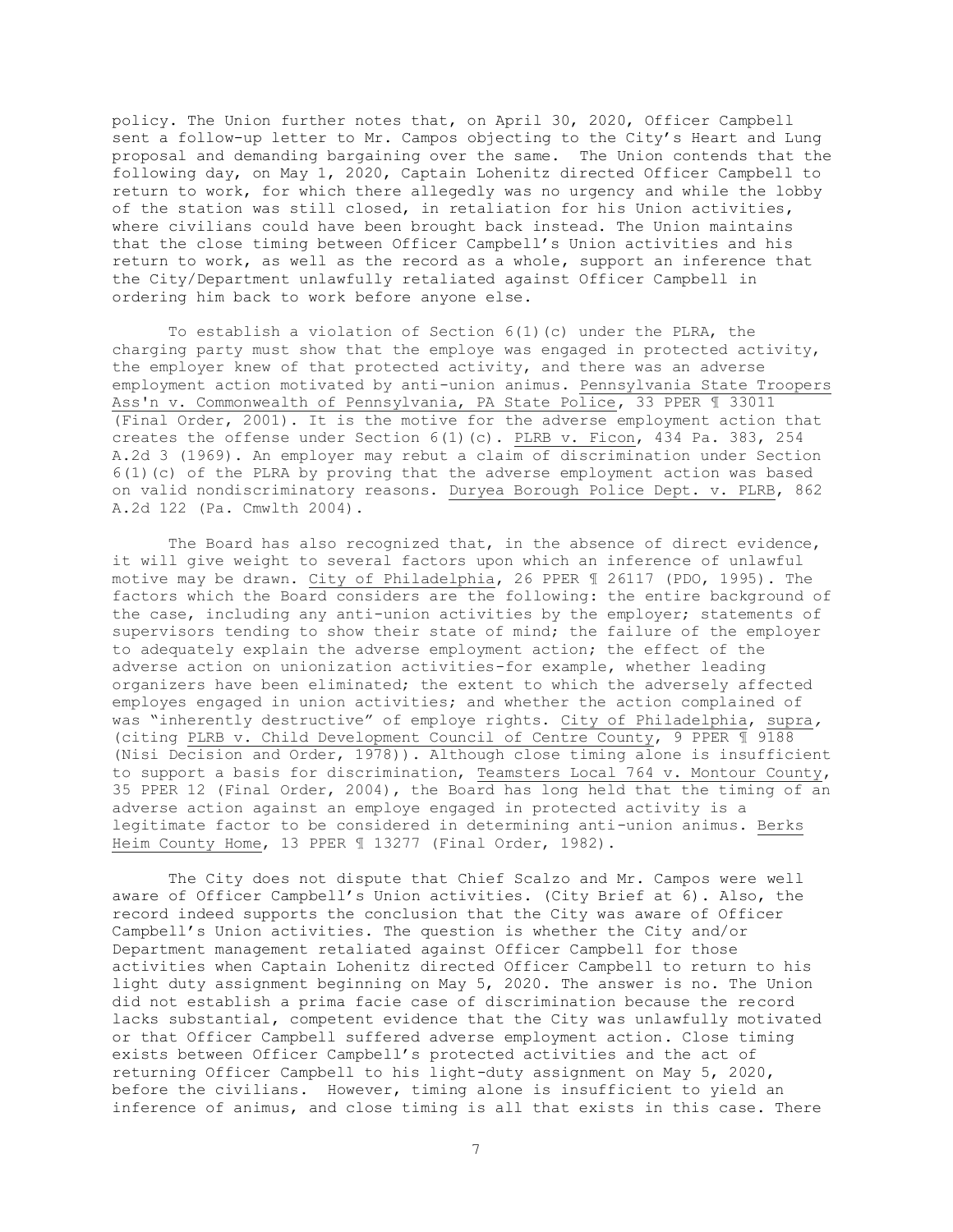policy. The Union further notes that, on April 30, 2020, Officer Campbell sent a follow-up letter to Mr. Campos objecting to the City's Heart and Lung proposal and demanding bargaining over the same. The Union contends that the following day, on May 1, 2020, Captain Lohenitz directed Officer Campbell to return to work, for which there allegedly was no urgency and while the lobby of the station was still closed, in retaliation for his Union activities, where civilians could have been brought back instead. The Union maintains that the close timing between Officer Campbell's Union activities and his return to work, as well as the record as a whole, support an inference that the City/Department unlawfully retaliated against Officer Campbell in ordering him back to work before anyone else.

To establish a violation of Section 6(1)(c) under the PLRA, the charging party must show that the employe was engaged in protected activity, the employer knew of that protected activity, and there was an adverse employment action motivated by anti-union animus. Pennsylvania State Troopers Ass'n v. Commonwealth of Pennsylvania, PA State Police, 33 PPER ¶ 33011 (Final Order, 2001). It is the motive for the adverse employment action that creates the offense under Section 6(1)(c). PLRB v. Ficon, 434 Pa. 383, 254 A.2d 3 (1969). An employer may rebut a claim of discrimination under Section 6(1)(c) of the PLRA by proving that the adverse employment action was based on valid nondiscriminatory reasons. Duryea Borough Police Dept. v. PLRB, 862 A.2d 122 (Pa. Cmwlth 2004).

The Board has also recognized that, in the absence of direct evidence, it will give weight to several factors upon which an inference of unlawful motive may be drawn. City of Philadelphia, 26 PPER ¶ 26117 (PDO, 1995). The factors which the Board considers are the following: the entire background of the case, including any anti-union activities by the employer; statements of supervisors tending to show their state of mind; the failure of the employer to adequately explain the adverse employment action; the effect of the adverse action on unionization activities-for example, whether leading organizers have been eliminated; the extent to which the adversely affected employes engaged in union activities; and whether the action complained of was "inherently destructive" of employe rights. City of Philadelphia, supra, (citing PLRB v. Child Development Council of Centre County, 9 PPER ¶ 9188 (Nisi Decision and Order, 1978)). Although close timing alone is insufficient to support a basis for discrimination, Teamsters Local 764 v. Montour County, 35 PPER 12 (Final Order, 2004), the Board has long held that the timing of an adverse action against an employe engaged in protected activity is a legitimate factor to be considered in determining anti-union animus. Berks Heim County Home, 13 PPER ¶ 13277 (Final Order, 1982).

The City does not dispute that Chief Scalzo and Mr. Campos were well aware of Officer Campbell's Union activities. (City Brief at 6). Also, the record indeed supports the conclusion that the City was aware of Officer Campbell's Union activities. The question is whether the City and/or Department management retaliated against Officer Campbell for those activities when Captain Lohenitz directed Officer Campbell to return to his light duty assignment beginning on May 5, 2020. The answer is no. The Union did not establish a prima facie case of discrimination because the record lacks substantial, competent evidence that the City was unlawfully motivated or that Officer Campbell suffered adverse employment action. Close timing exists between Officer Campbell's protected activities and the act of returning Officer Campbell to his light-duty assignment on May 5, 2020, before the civilians. However, timing alone is insufficient to yield an inference of animus, and close timing is all that exists in this case. There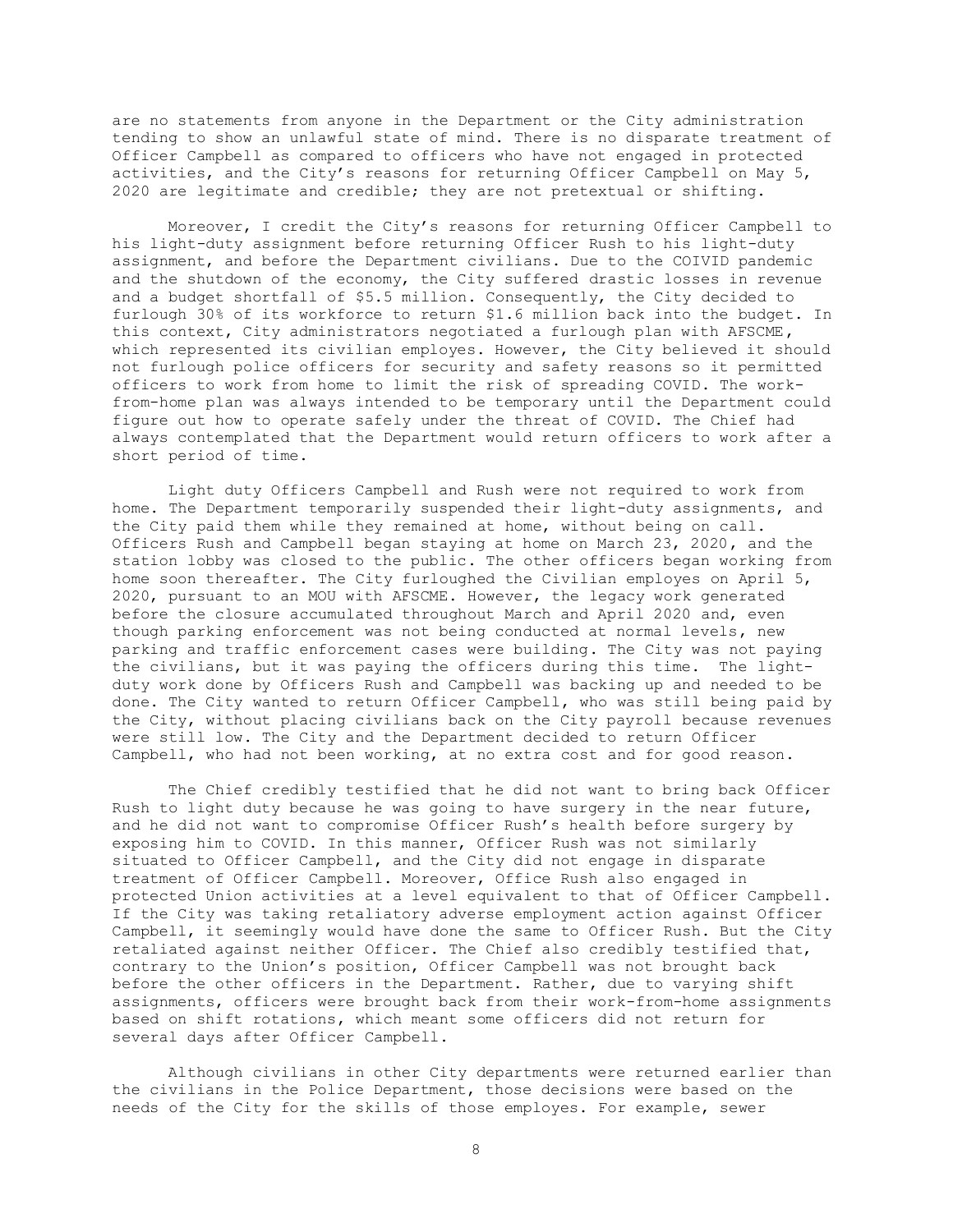are no statements from anyone in the Department or the City administration tending to show an unlawful state of mind. There is no disparate treatment of Officer Campbell as compared to officers who have not engaged in protected activities, and the City's reasons for returning Officer Campbell on May 5, 2020 are legitimate and credible; they are not pretextual or shifting.

Moreover, I credit the City's reasons for returning Officer Campbell to his light-duty assignment before returning Officer Rush to his light-duty assignment, and before the Department civilians. Due to the COIVID pandemic and the shutdown of the economy, the City suffered drastic losses in revenue and a budget shortfall of $5.5 million. Consequently, the City decided to furlough 30% of its workforce to return $1.6 million back into the budget. In this context, City administrators negotiated a furlough plan with AFSCME, which represented its civilian employes. However, the City believed it should not furlough police officers for security and safety reasons so it permitted officers to work from home to limit the risk of spreading COVID. The work-from-home plan was always intended to be temporary until the Department could figure out how to operate safely under the threat of COVID. The Chief had always contemplated that the Department would return officers to work after a short period of time.

Light duty Officers Campbell and Rush were not required to work from home. The Department temporarily suspended their light-duty assignments, and the City paid them while they remained at home, without being on call. Officers Rush and Campbell began staying at home on March 23, 2020, and the station lobby was closed to the public. The other officers began working from home soon thereafter. The City furloughed the Civilian employes on April 5, 2020, pursuant to an MOU with AFSCME. However, the legacy work generated before the closure accumulated throughout March and April 2020 and, even though parking enforcement was not being conducted at normal levels, new parking and traffic enforcement cases were building. The City was not paying the civilians, but it was paying the officers during this time. The light-duty work done by Officers Rush and Campbell was backing up and needed to be done. The City wanted to return Officer Campbell, who was still being paid by the City, without placing civilians back on the City payroll because revenues were still low. The City and the Department decided to return Officer Campbell, who had not been working, at no extra cost and for good reason.

The Chief credibly testified that he did not want to bring back Officer Rush to light duty because he was going to have surgery in the near future, and he did not want to compromise Officer Rush's health before surgery by exposing him to COVID. In this manner, Officer Rush was not similarly situated to Officer Campbell, and the City did not engage in disparate treatment of Officer Campbell. Moreover, Office Rush also engaged in protected Union activities at a level equivalent to that of Officer Campbell. If the City was taking retaliatory adverse employment action against Officer Campbell, it seemingly would have done the same to Officer Rush. But the City retaliated against neither Officer. The Chief also credibly testified that, contrary to the Union's position, Officer Campbell was not brought back before the other officers in the Department. Rather, due to varying shift assignments, officers were brought back from their work-from-home assignments based on shift rotations, which meant some officers did not return for several days after Officer Campbell.

Although civilians in other City departments were returned earlier than the civilians in the Police Department, those decisions were based on the needs of the City for the skills of those employes. For example, sewer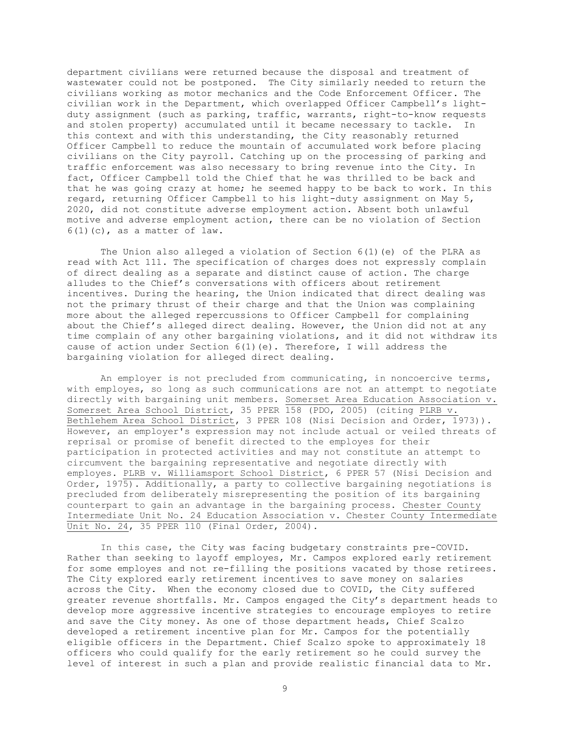department civilians were returned because the disposal and treatment of wastewater could not be postponed. The City similarly needed to return the civilians working as motor mechanics and the Code Enforcement Officer. The civilian work in the Department, which overlapped Officer Campbell's light-duty assignment (such as parking, traffic, warrants, right-to-know requests and stolen property) accumulated until it became necessary to tackle. In this context and with this understanding, the City reasonably returned Officer Campbell to reduce the mountain of accumulated work before placing civilians on the City payroll. Catching up on the processing of parking and traffic enforcement was also necessary to bring revenue into the City. In fact, Officer Campbell told the Chief that he was thrilled to be back and that he was going crazy at home; he seemed happy to be back to work. In this regard, returning Officer Campbell to his light-duty assignment on May 5, 2020, did not constitute adverse employment action. Absent both unlawful motive and adverse employment action, there can be no violation of Section 6(1)(c), as a matter of law.

The Union also alleged a violation of Section 6(1)(e) of the PLRA as read with Act 111. The specification of charges does not expressly complain of direct dealing as a separate and distinct cause of action. The charge alludes to the Chief's conversations with officers about retirement incentives. During the hearing, the Union indicated that direct dealing was not the primary thrust of their charge and that the Union was complaining more about the alleged repercussions to Officer Campbell for complaining about the Chief's alleged direct dealing. However, the Union did not at any time complain of any other bargaining violations, and it did not withdraw its cause of action under Section 6(1)(e). Therefore, I will address the bargaining violation for alleged direct dealing.

An employer is not precluded from communicating, in noncoercive terms, with employes, so long as such communications are not an attempt to negotiate directly with bargaining unit members. Somerset Area Education Association v. Somerset Area School District, 35 PPER 158 (PDO, 2005) (citing PLRB v. Bethlehem Area School District, 3 PPER 108 (Nisi Decision and Order, 1973)). However, an employer's expression may not include actual or veiled threats of reprisal or promise of benefit directed to the employes for their participation in protected activities and may not constitute an attempt to circumvent the bargaining representative and negotiate directly with employes. PLRB v. Williamsport School District, 6 PPER 57 (Nisi Decision and Order, 1975). Additionally, a party to collective bargaining negotiations is precluded from deliberately misrepresenting the position of its bargaining counterpart to gain an advantage in the bargaining process. Chester County Intermediate Unit No. 24 Education Association v. Chester County Intermediate Unit No. 24, 35 PPER 110 (Final Order, 2004).

In this case, the City was facing budgetary constraints pre-COVID. Rather than seeking to layoff employes, Mr. Campos explored early retirement for some employes and not re-filling the positions vacated by those retirees. The City explored early retirement incentives to save money on salaries across the City. When the economy closed due to COVID, the City suffered greater revenue shortfalls. Mr. Campos engaged the City's department heads to develop more aggressive incentive strategies to encourage employes to retire and save the City money. As one of those department heads, Chief Scalzo developed a retirement incentive plan for Mr. Campos for the potentially eligible officers in the Department. Chief Scalzo spoke to approximately 18 officers who could qualify for the early retirement so he could survey the level of interest in such a plan and provide realistic financial data to Mr.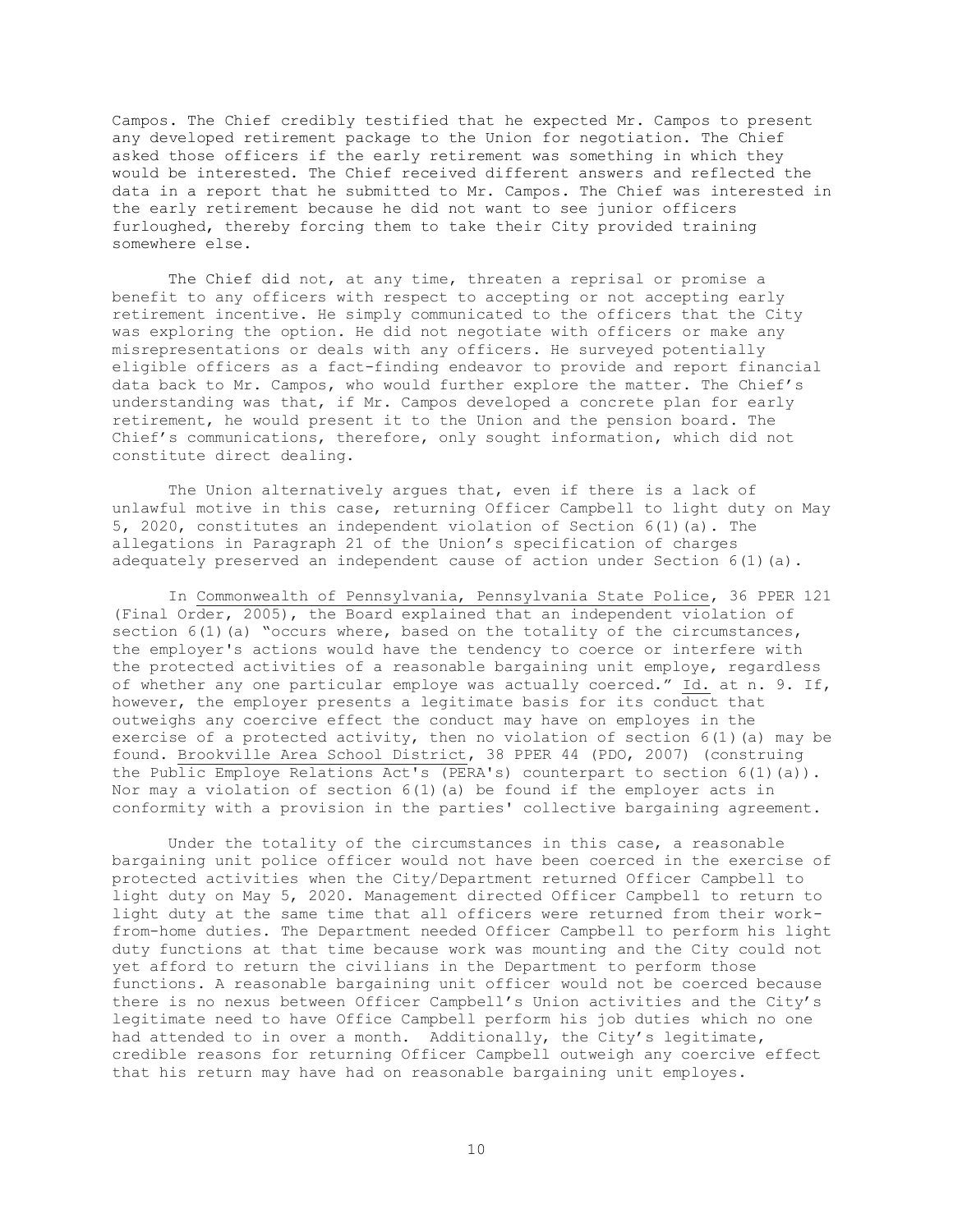Campos. The Chief credibly testified that he expected Mr. Campos to present any developed retirement package to the Union for negotiation. The Chief asked those officers if the early retirement was something in which they would be interested. The Chief received different answers and reflected the data in a report that he submitted to Mr. Campos. The Chief was interested in the early retirement because he did not want to see junior officers furloughed, thereby forcing them to take their City provided training somewhere else.

The Chief did not, at any time, threaten a reprisal or promise a benefit to any officers with respect to accepting or not accepting early retirement incentive. He simply communicated to the officers that the City was exploring the option. He did not negotiate with officers or make any misrepresentations or deals with any officers. He surveyed potentially eligible officers as a fact-finding endeavor to provide and report financial data back to Mr. Campos, who would further explore the matter. The Chief's understanding was that, if Mr. Campos developed a concrete plan for early retirement, he would present it to the Union and the pension board. The Chief's communications, therefore, only sought information, which did not constitute direct dealing.

The Union alternatively argues that, even if there is a lack of unlawful motive in this case, returning Officer Campbell to light duty on May 5, 2020, constitutes an independent violation of Section 6(1)(a). The allegations in Paragraph 21 of the Union's specification of charges adequately preserved an independent cause of action under Section 6(1)(a).

In Commonwealth of Pennsylvania, Pennsylvania State Police, 36 PPER 121 (Final Order, 2005), the Board explained that an independent violation of section 6(1)(a) "occurs where, based on the totality of the circumstances, the employer's actions would have the tendency to coerce or interfere with the protected activities of a reasonable bargaining unit employe, regardless of whether any one particular employe was actually coerced." Id. at n. 9. If, however, the employer presents a legitimate basis for its conduct that outweighs any coercive effect the conduct may have on employes in the exercise of a protected activity, then no violation of section 6(1)(a) may be found. Brookville Area School District, 38 PPER 44 (PDO, 2007) (construing the Public Employe Relations Act's (PERA's) counterpart to section 6(1)(a)). Nor may a violation of section 6(1)(a) be found if the employer acts in conformity with a provision in the parties' collective bargaining agreement.

Under the totality of the circumstances in this case, a reasonable bargaining unit police officer would not have been coerced in the exercise of protected activities when the City/Department returned Officer Campbell to light duty on May 5, 2020. Management directed Officer Campbell to return to light duty at the same time that all officers were returned from their work-from-home duties. The Department needed Officer Campbell to perform his light duty functions at that time because work was mounting and the City could not yet afford to return the civilians in the Department to perform those functions. A reasonable bargaining unit officer would not be coerced because there is no nexus between Officer Campbell's Union activities and the City's legitimate need to have Office Campbell perform his job duties which no one had attended to in over a month. Additionally, the City's legitimate, credible reasons for returning Officer Campbell outweigh any coercive effect that his return may have had on reasonable bargaining unit employes.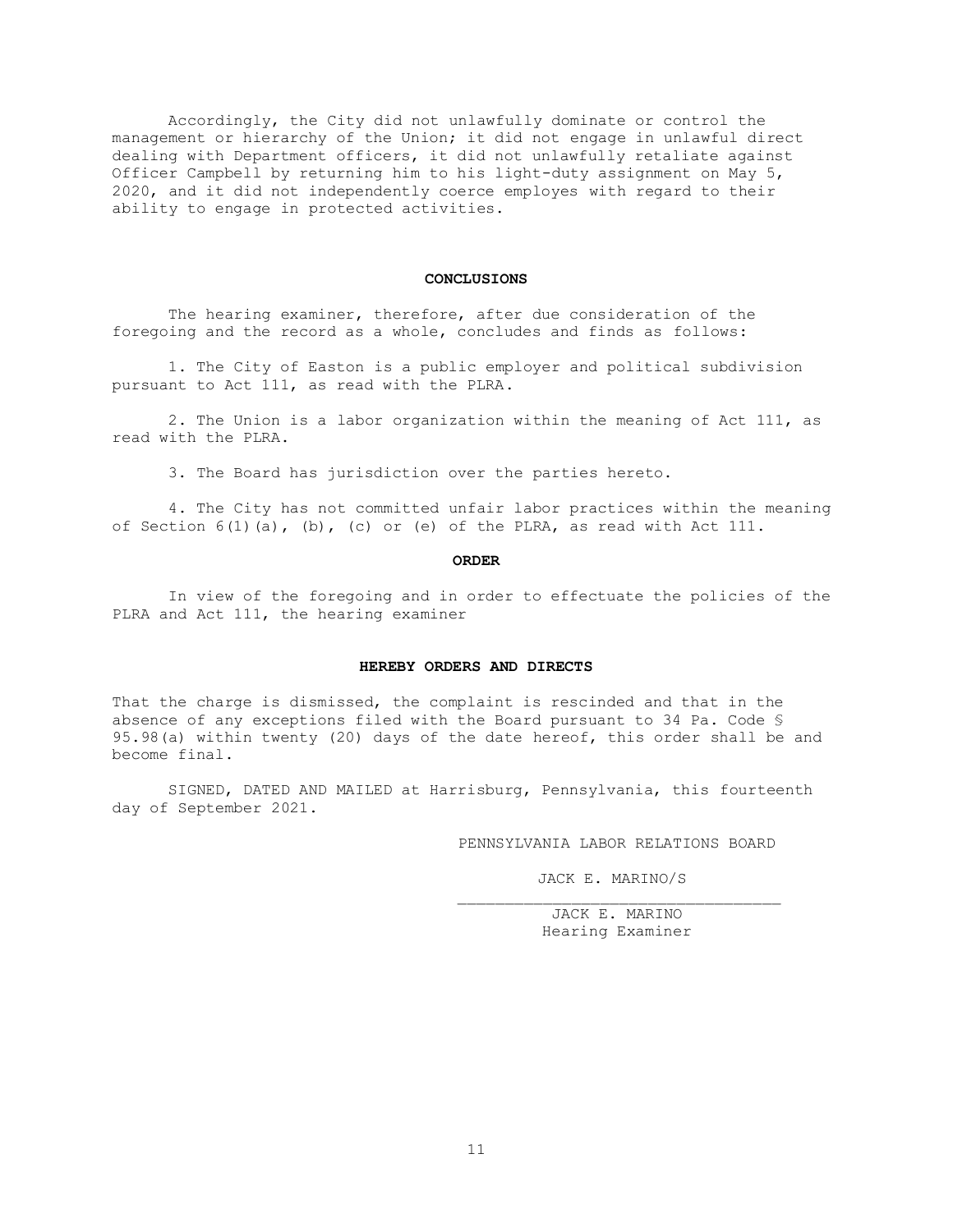Accordingly, the City did not unlawfully dominate or control the management or hierarchy of the Union; it did not engage in unlawful direct dealing with Department officers, it did not unlawfully retaliate against Officer Campbell by returning him to his light-duty assignment on May 5, 2020, and it did not independently coerce employes with regard to their ability to engage in protected activities.

## CONCLUSIONS

The hearing examiner, therefore, after due consideration of the foregoing and the record as a whole, concludes and finds as follows:

1. The City of Easton is a public employer and political subdivision pursuant to Act 111, as read with the PLRA.

2. The Union is a labor organization within the meaning of Act 111, as read with the PLRA.

3. The Board has jurisdiction over the parties hereto.

4. The City has not committed unfair labor practices within the meaning of Section 6(1)(a), (b), (c) or (e) of the PLRA, as read with Act 111.

## ORDER

In view of the foregoing and in order to effectuate the policies of the PLRA and Act 111, the hearing examiner

## HEREBY ORDERS AND DIRECTS

That the charge is dismissed, the complaint is rescinded and that in the absence of any exceptions filed with the Board pursuant to 34 Pa. Code § 95.98(a) within twenty (20) days of the date hereof, this order shall be and become final.

SIGNED, DATED AND MAILED at Harrisburg, Pennsylvania, this fourteenth day of September 2021.

PENNSYLVANIA LABOR RELATIONS BOARD

JACK E. MARINO/S

JACK E. MARINO
Hearing Examiner